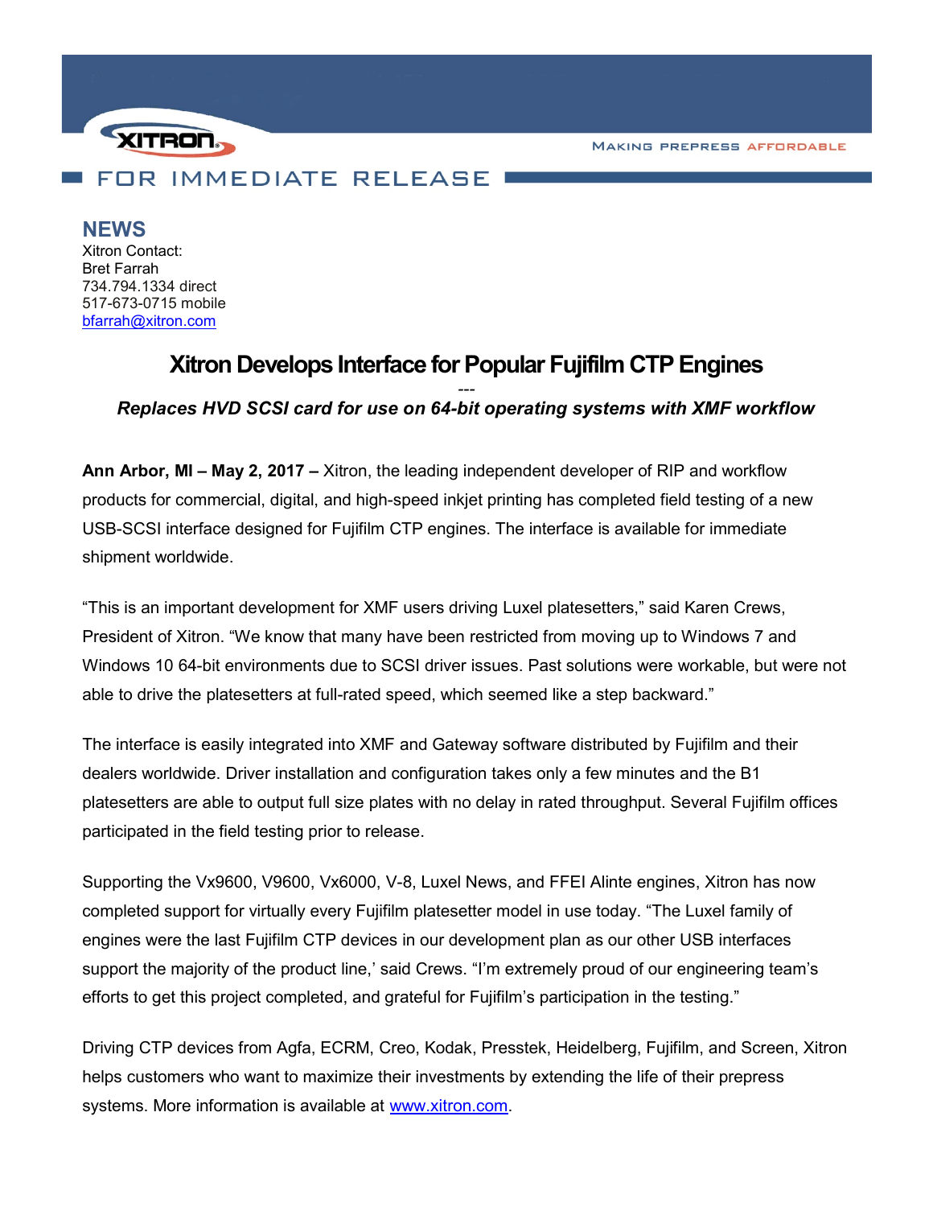XITRON

MAKING PREPRESS AFFORDABLE

FOR IMMEDIATE RELEASE

## NEWS

Xitron Contact:
Bret Farrah
734.794.1334 direct
517-673-0715 mobile
bfarrah@xitron.com

# Xitron Develops Interface for Popular Fujifilm CTP Engines

---

***Replaces HVD SCSI card for use on 64-bit operating systems with XMF workflow***

**Ann Arbor, MI – May 2, 2017 –** Xitron, the leading independent developer of RIP and workflow products for commercial, digital, and high-speed inkjet printing has completed field testing of a new USB-SCSI interface designed for Fujifilm CTP engines. The interface is available for immediate shipment worldwide.

“This is an important development for XMF users driving Luxel platesetters,” said Karen Crews, President of Xitron. “We know that many have been restricted from moving up to Windows 7 and Windows 10 64-bit environments due to SCSI driver issues. Past solutions were workable, but were not able to drive the platesetters at full-rated speed, which seemed like a step backward.”

The interface is easily integrated into XMF and Gateway software distributed by Fujifilm and their dealers worldwide. Driver installation and configuration takes only a few minutes and the B1 platesetters are able to output full size plates with no delay in rated throughput. Several Fujifilm offices participated in the field testing prior to release.

Supporting the Vx9600, V9600, Vx6000, V-8, Luxel News, and FFEI Alinte engines, Xitron has now completed support for virtually every Fujifilm platesetter model in use today. “The Luxel family of engines were the last Fujifilm CTP devices in our development plan as our other USB interfaces support the majority of the product line,’ said Crews. “I’m extremely proud of our engineering team’s efforts to get this project completed, and grateful for Fujifilm’s participation in the testing.”

Driving CTP devices from Agfa, ECRM, Creo, Kodak, Presstek, Heidelberg, Fujifilm, and Screen, Xitron helps customers who want to maximize their investments by extending the life of their prepress systems. More information is available at www.xitron.com.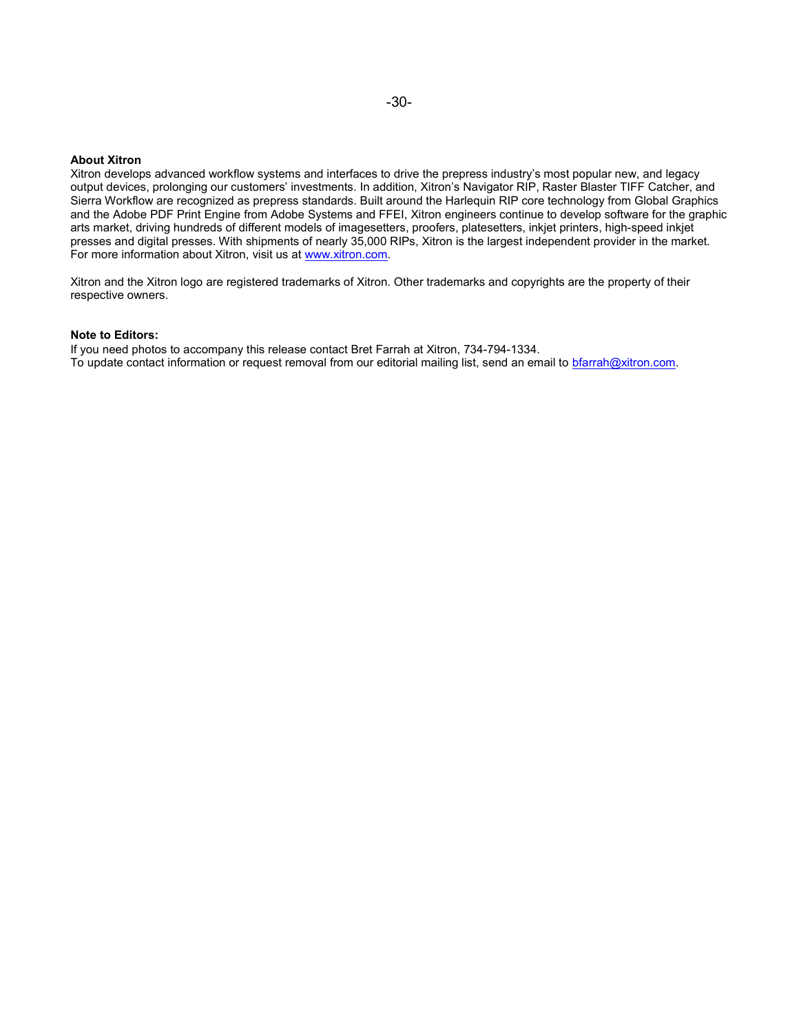-30-

**About Xitron**

Xitron develops advanced workflow systems and interfaces to drive the prepress industry's most popular new, and legacy output devices, prolonging our customers' investments. In addition, Xitron's Navigator RIP, Raster Blaster TIFF Catcher, and Sierra Workflow are recognized as prepress standards. Built around the Harlequin RIP core technology from Global Graphics and the Adobe PDF Print Engine from Adobe Systems and FFEI, Xitron engineers continue to develop software for the graphic arts market, driving hundreds of different models of imagesetters, proofers, platesetters, inkjet printers, high-speed inkjet presses and digital presses. With shipments of nearly 35,000 RIPs, Xitron is the largest independent provider in the market. For more information about Xitron, visit us at www.xitron.com.

Xitron and the Xitron logo are registered trademarks of Xitron. Other trademarks and copyrights are the property of their respective owners.

**Note to Editors:**

If you need photos to accompany this release contact Bret Farrah at Xitron, 734-794-1334.
To update contact information or request removal from our editorial mailing list, send an email to bfarrah@xitron.com.